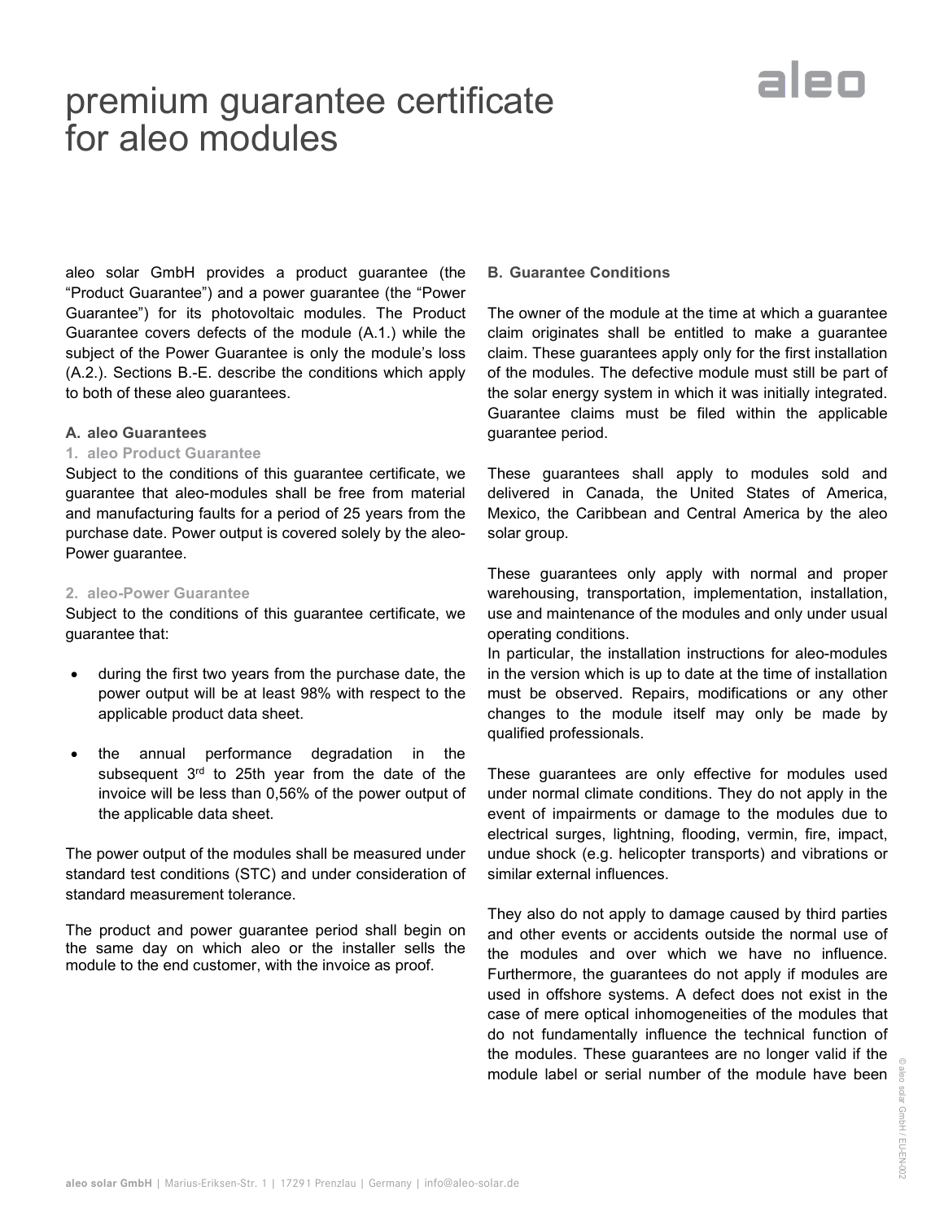# premium guarantee certificate for aleo modules

aleo solar GmbH provides a product guarantee (the "Product Guarantee") and a power guarantee (the "Power Guarantee") for its photovoltaic modules. The Product Guarantee covers defects of the module (A.1.) while the subject of the Power Guarantee is only the module's loss (A.2.). Sections B.-E. describe the conditions which apply to both of these aleo guarantees.

## A. aleo Guarantees

### 1. aleo Product Guarantee

Subject to the conditions of this guarantee certificate, we guarantee that aleo-modules shall be free from material and manufacturing faults for a period of 25 years from the purchase date. Power output is covered solely by the aleo-Power guarantee.

### 2. aleo-Power Guarantee

Subject to the conditions of this guarantee certificate, we guarantee that:

- during the first two years from the purchase date, the power output will be at least 98% with respect to the applicable product data sheet.
- the annual performance degradation in the subsequent 3rd to 25th year from the date of the invoice will be less than 0,56% of the power output of the applicable data sheet.

The power output of the modules shall be measured under standard test conditions (STC) and under consideration of standard measurement tolerance.

The product and power guarantee period shall begin on the same day on which aleo or the installer sells the module to the end customer, with the invoice as proof.

## B. Guarantee Conditions

The owner of the module at the time at which a guarantee claim originates shall be entitled to make a guarantee claim. These guarantees apply only for the first installation of the modules. The defective module must still be part of the solar energy system in which it was initially integrated. Guarantee claims must be filed within the applicable guarantee period.

These guarantees shall apply to modules sold and delivered in Canada, the United States of America, Mexico, the Caribbean and Central America by the aleo solar group.

These guarantees only apply with normal and proper warehousing, transportation, implementation, installation, use and maintenance of the modules and only under usual operating conditions.
In particular, the installation instructions for aleo-modules in the version which is up to date at the time of installation must be observed. Repairs, modifications or any other changes to the module itself may only be made by qualified professionals.

These guarantees are only effective for modules used under normal climate conditions. They do not apply in the event of impairments or damage to the modules due to electrical surges, lightning, flooding, vermin, fire, impact, undue shock (e.g. helicopter transports) and vibrations or similar external influences.

They also do not apply to damage caused by third parties and other events or accidents outside the normal use of the modules and over which we have no influence. Furthermore, the guarantees do not apply if modules are used in offshore systems. A defect does not exist in the case of mere optical inhomogeneities of the modules that do not fundamentally influence the technical function of the modules. These guarantees are no longer valid if the module label or serial number of the module have been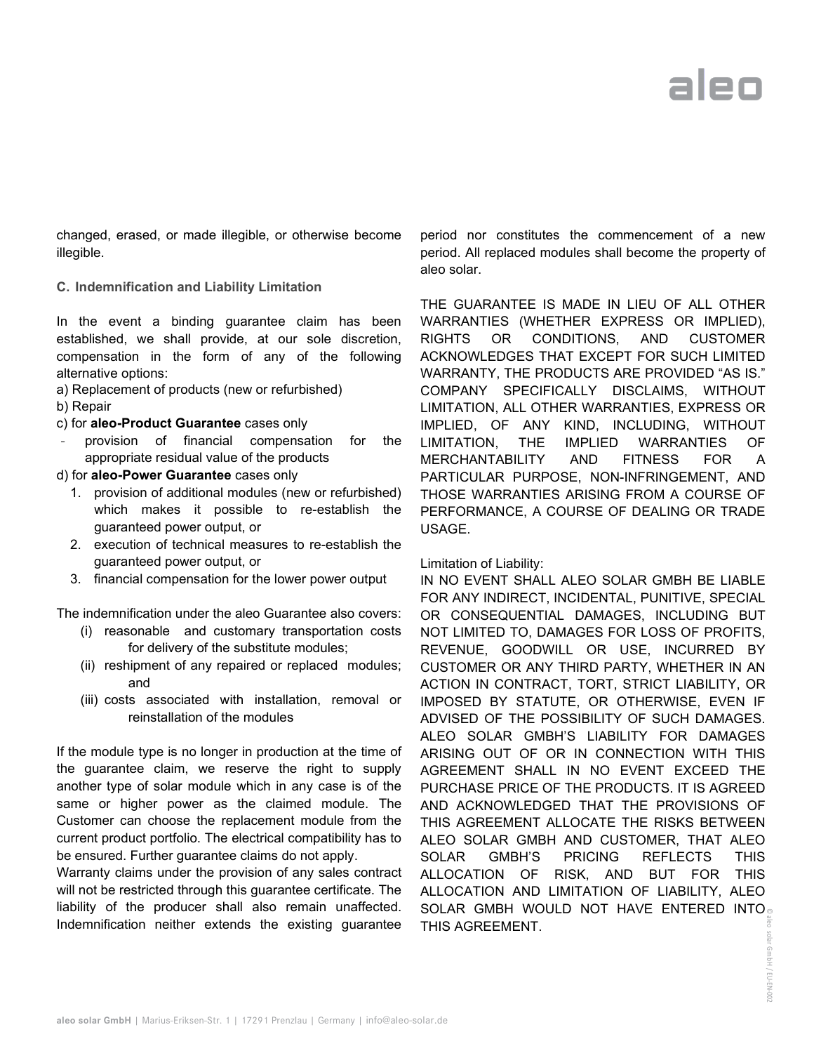changed, erased, or made illegible, or otherwise become illegible.

### C. Indemnification and Liability Limitation

In the event a binding guarantee claim has been established, we shall provide, at our sole discretion, compensation in the form of any of the following alternative options:

a) Replacement of products (new or refurbished)
b) Repair
c) for **aleo-Product Guarantee** cases only
- provision of financial compensation for the appropriate residual value of the products

d) for **aleo-Power Guarantee** cases only
1. provision of additional modules (new or refurbished) which makes it possible to re-establish the guaranteed power output, or
2. execution of technical measures to re-establish the guaranteed power output, or
3. financial compensation for the lower power output

The indemnification under the aleo Guarantee also covers:

(i) reasonable and customary transportation costs for delivery of the substitute modules;
(ii) reshipment of any repaired or replaced modules; and
(iii) costs associated with installation, removal or reinstallation of the modules

If the module type is no longer in production at the time of the guarantee claim, we reserve the right to supply another type of solar module which in any case is of the same or higher power as the claimed module. The Customer can choose the replacement module from the current product portfolio. The electrical compatibility has to be ensured. Further guarantee claims do not apply.
Warranty claims under the provision of any sales contract will not be restricted through this guarantee certificate. The liability of the producer shall also remain unaffected. Indemnification neither extends the existing guarantee period nor constitutes the commencement of a new period. All replaced modules shall become the property of aleo solar.

THE GUARANTEE IS MADE IN LIEU OF ALL OTHER WARRANTIES (WHETHER EXPRESS OR IMPLIED), RIGHTS OR CONDITIONS, AND CUSTOMER ACKNOWLEDGES THAT EXCEPT FOR SUCH LIMITED WARRANTY, THE PRODUCTS ARE PROVIDED "AS IS." COMPANY SPECIFICALLY DISCLAIMS, WITHOUT LIMITATION, ALL OTHER WARRANTIES, EXPRESS OR IMPLIED, OF ANY KIND, INCLUDING, WITHOUT LIMITATION, THE IMPLIED WARRANTIES OF MERCHANTABILITY AND FITNESS FOR A PARTICULAR PURPOSE, NON-INFRINGEMENT, AND THOSE WARRANTIES ARISING FROM A COURSE OF PERFORMANCE, A COURSE OF DEALING OR TRADE USAGE.

Limitation of Liability:
IN NO EVENT SHALL ALEO SOLAR GMBH BE LIABLE FOR ANY INDIRECT, INCIDENTAL, PUNITIVE, SPECIAL OR CONSEQUENTIAL DAMAGES, INCLUDING BUT NOT LIMITED TO, DAMAGES FOR LOSS OF PROFITS, REVENUE, GOODWILL OR USE, INCURRED BY CUSTOMER OR ANY THIRD PARTY, WHETHER IN AN ACTION IN CONTRACT, TORT, STRICT LIABILITY, OR IMPOSED BY STATUTE, OR OTHERWISE, EVEN IF ADVISED OF THE POSSIBILITY OF SUCH DAMAGES. ALEO SOLAR GMBH'S LIABILITY FOR DAMAGES ARISING OUT OF OR IN CONNECTION WITH THIS AGREEMENT SHALL IN NO EVENT EXCEED THE PURCHASE PRICE OF THE PRODUCTS. IT IS AGREED AND ACKNOWLEDGED THAT THE PROVISIONS OF THIS AGREEMENT ALLOCATE THE RISKS BETWEEN ALEO SOLAR GMBH AND CUSTOMER, THAT ALEO SOLAR GMBH'S PRICING REFLECTS THIS ALLOCATION OF RISK, AND BUT FOR THIS ALLOCATION AND LIMITATION OF LIABILITY, ALEO SOLAR GMBH WOULD NOT HAVE ENTERED INTO THIS AGREEMENT.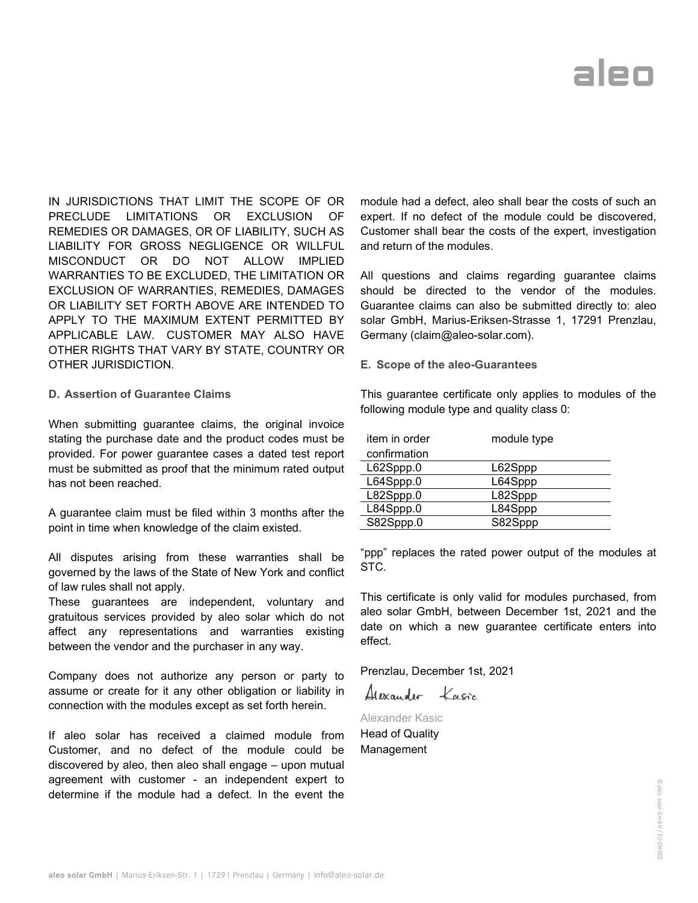IN JURISDICTIONS THAT LIMIT THE SCOPE OF OR PRECLUDE LIMITATIONS OR EXCLUSION OF REMEDIES OR DAMAGES, OR OF LIABILITY, SUCH AS LIABILITY FOR GROSS NEGLIGENCE OR WILLFUL MISCONDUCT OR DO NOT ALLOW IMPLIED WARRANTIES TO BE EXCLUDED, THE LIMITATION OR EXCLUSION OF WARRANTIES, REMEDIES, DAMAGES OR LIABILITY SET FORTH ABOVE ARE INTENDED TO APPLY TO THE MAXIMUM EXTENT PERMITTED BY APPLICABLE LAW. CUSTOMER MAY ALSO HAVE OTHER RIGHTS THAT VARY BY STATE, COUNTRY OR OTHER JURISDICTION.

### D. Assertion of Guarantee Claims

When submitting guarantee claims, the original invoice stating the purchase date and the product codes must be provided. For power guarantee cases a dated test report must be submitted as proof that the minimum rated output has not been reached.

A guarantee claim must be filed within 3 months after the point in time when knowledge of the claim existed.

All disputes arising from these warranties shall be governed by the laws of the State of New York and conflict of law rules shall not apply.
These guarantees are independent, voluntary and gratuitous services provided by aleo solar which do not affect any representations and warranties existing between the vendor and the purchaser in any way.

Company does not authorize any person or party to assume or create for it any other obligation or liability in connection with the modules except as set forth herein.

If aleo solar has received a claimed module from Customer, and no defect of the module could be discovered by aleo, then aleo shall engage – upon mutual agreement with customer - an independent expert to determine if the module had a defect. In the event the module had a defect, aleo shall bear the costs of such an expert. If no defect of the module could be discovered, Customer shall bear the costs of the expert, investigation and return of the modules.

All questions and claims regarding guarantee claims should be directed to the vendor of the modules. Guarantee claims can also be submitted directly to: aleo solar GmbH, Marius-Eriksen-Strasse 1, 17291 Prenzlau, Germany (claim@aleo-solar.com).

### E. Scope of the aleo-Guarantees

This guarantee certificate only applies to modules of the following module type and quality class 0:

| item in order confirmation | module type |
|---|---|
| L62Sppp.0 | L62Sppp |
| L64Sppp.0 | L64Sppp |
| L82Sppp.0 | L82Sppp |
| L84Sppp.0 | L84Sppp |
| S82Sppp.0 | S82Sppp |

“ppp” replaces the rated power output of the modules at STC.

This certificate is only valid for modules purchased, from aleo solar GmbH, between December 1st, 2021 and the date on which a new guarantee certificate enters into effect.

Prenzlau, December 1st, 2021

Alexander Kasic

Alexander Kasic
Head of Quality Management